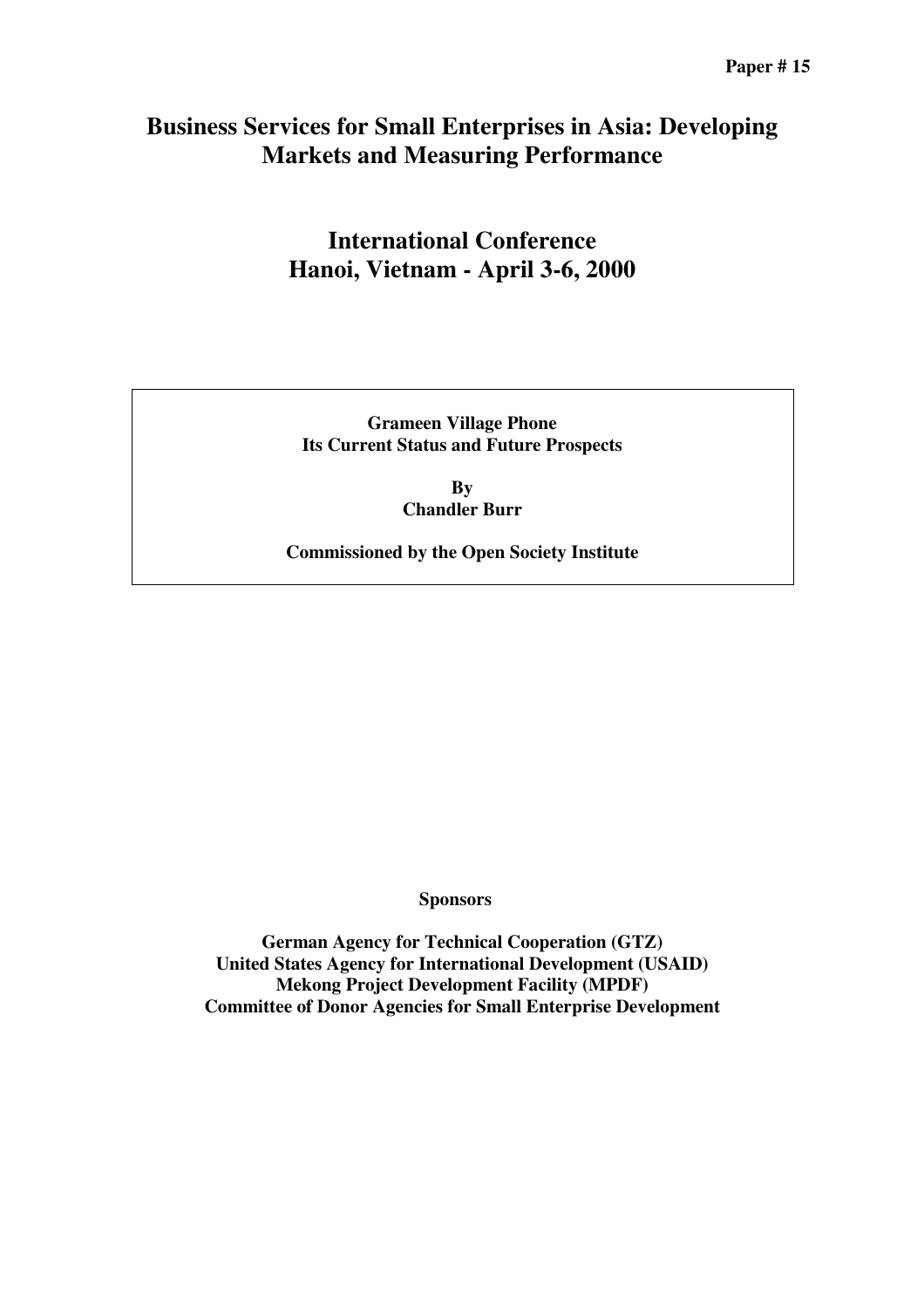**Paper # 15**

# Business Services for Small Enterprises in Asia: Developing Markets and Measuring Performance

## International Conference
## Hanoi, Vietnam - April 3-6, 2000

**Grameen Village Phone**
**Its Current Status and Future Prospects**

**By**
**Chandler Burr**

**Commissioned by the Open Society Institute**

**Sponsors**

**German Agency for Technical Cooperation (GTZ)**
**United States Agency for International Development (USAID)**
**Mekong Project Development Facility (MPDF)**
**Committee of Donor Agencies for Small Enterprise Development**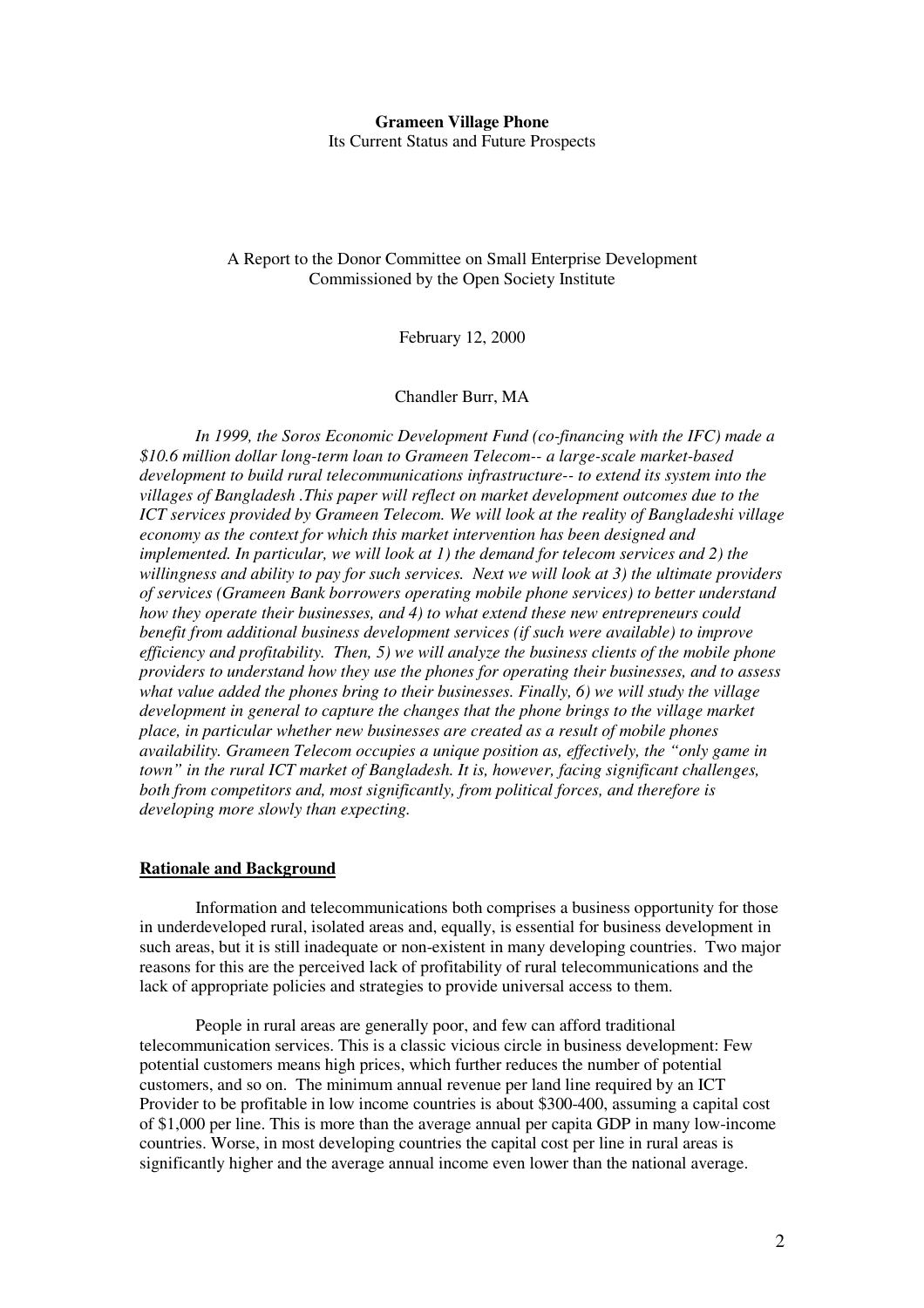**Grameen Village Phone**
Its Current Status and Future Prospects

A Report to the Donor Committee on Small Enterprise Development
Commissioned by the Open Society Institute

February 12, 2000

Chandler Burr, MA

*In 1999, the Soros Economic Development Fund (co-financing with the IFC) made a $10.6 million dollar long-term loan to Grameen Telecom-- a large-scale market-based development to build rural telecommunications infrastructure-- to extend its system into the villages of Bangladesh .This paper will reflect on market development outcomes due to the ICT services provided by Grameen Telecom. We will look at the reality of Bangladeshi village economy as the context for which this market intervention has been designed and implemented. In particular, we will look at 1) the demand for telecom services and 2) the willingness and ability to pay for such services. Next we will look at 3) the ultimate providers of services (Grameen Bank borrowers operating mobile phone services) to better understand how they operate their businesses, and 4) to what extend these new entrepreneurs could benefit from additional business development services (if such were available) to improve efficiency and profitability. Then, 5) we will analyze the business clients of the mobile phone providers to understand how they use the phones for operating their businesses, and to assess what value added the phones bring to their businesses. Finally, 6) we will study the village development in general to capture the changes that the phone brings to the village market place, in particular whether new businesses are created as a result of mobile phones availability. Grameen Telecom occupies a unique position as, effectively, the "only game in town" in the rural ICT market of Bangladesh. It is, however, facing significant challenges, both from competitors and, most significantly, from political forces, and therefore is developing more slowly than expecting.*

## Rationale and Background

Information and telecommunications both comprises a business opportunity for those in underdeveloped rural, isolated areas and, equally, is essential for business development in such areas, but it is still inadequate or non-existent in many developing countries. Two major reasons for this are the perceived lack of profitability of rural telecommunications and the lack of appropriate policies and strategies to provide universal access to them.

People in rural areas are generally poor, and few can afford traditional telecommunication services. This is a classic vicious circle in business development: Few potential customers means high prices, which further reduces the number of potential customers, and so on. The minimum annual revenue per land line required by an ICT Provider to be profitable in low income countries is about $300-400, assuming a capital cost of $1,000 per line. This is more than the average annual per capita GDP in many low-income countries. Worse, in most developing countries the capital cost per line in rural areas is significantly higher and the average annual income even lower than the national average.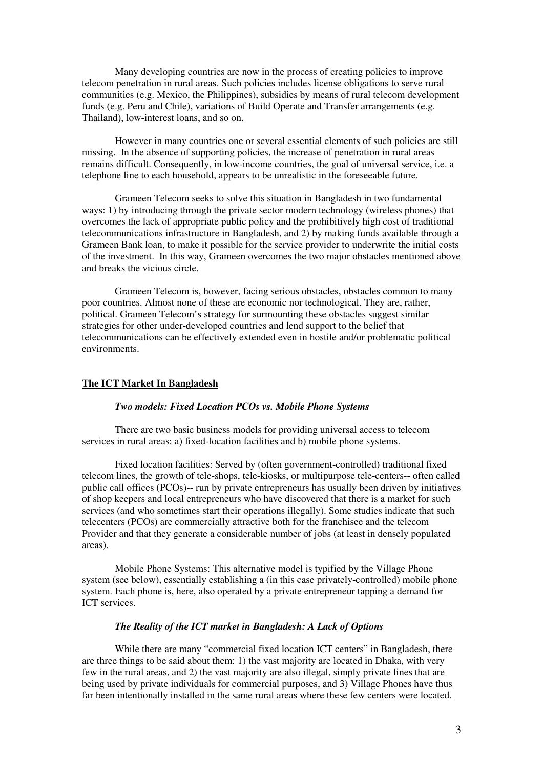Many developing countries are now in the process of creating policies to improve telecom penetration in rural areas. Such policies includes license obligations to serve rural communities (e.g. Mexico, the Philippines), subsidies by means of rural telecom development funds (e.g. Peru and Chile), variations of Build Operate and Transfer arrangements (e.g. Thailand), low-interest loans, and so on.

However in many countries one or several essential elements of such policies are still missing. In the absence of supporting policies, the increase of penetration in rural areas remains difficult. Consequently, in low-income countries, the goal of universal service, i.e. a telephone line to each household, appears to be unrealistic in the foreseeable future.

Grameen Telecom seeks to solve this situation in Bangladesh in two fundamental ways: 1) by introducing through the private sector modern technology (wireless phones) that overcomes the lack of appropriate public policy and the prohibitively high cost of traditional telecommunications infrastructure in Bangladesh, and 2) by making funds available through a Grameen Bank loan, to make it possible for the service provider to underwrite the initial costs of the investment. In this way, Grameen overcomes the two major obstacles mentioned above and breaks the vicious circle.

Grameen Telecom is, however, facing serious obstacles, obstacles common to many poor countries. Almost none of these are economic nor technological. They are, rather, political. Grameen Telecom's strategy for surmounting these obstacles suggest similar strategies for other under-developed countries and lend support to the belief that telecommunications can be effectively extended even in hostile and/or problematic political environments.

## The ICT Market In Bangladesh

### *Two models: Fixed Location PCOs vs. Mobile Phone Systems*

There are two basic business models for providing universal access to telecom services in rural areas: a) fixed-location facilities and b) mobile phone systems.

Fixed location facilities: Served by (often government-controlled) traditional fixed telecom lines, the growth of tele-shops, tele-kiosks, or multipurpose tele-centers-- often called public call offices (PCOs)-- run by private entrepreneurs has usually been driven by initiatives of shop keepers and local entrepreneurs who have discovered that there is a market for such services (and who sometimes start their operations illegally). Some studies indicate that such telecenters (PCOs) are commercially attractive both for the franchisee and the telecom Provider and that they generate a considerable number of jobs (at least in densely populated areas).

Mobile Phone Systems: This alternative model is typified by the Village Phone system (see below), essentially establishing a (in this case privately-controlled) mobile phone system. Each phone is, here, also operated by a private entrepreneur tapping a demand for ICT services.

### *The Reality of the ICT market in Bangladesh: A Lack of Options*

While there are many "commercial fixed location ICT centers" in Bangladesh, there are three things to be said about them: 1) the vast majority are located in Dhaka, with very few in the rural areas, and 2) the vast majority are also illegal, simply private lines that are being used by private individuals for commercial purposes, and 3) Village Phones have thus far been intentionally installed in the same rural areas where these few centers were located.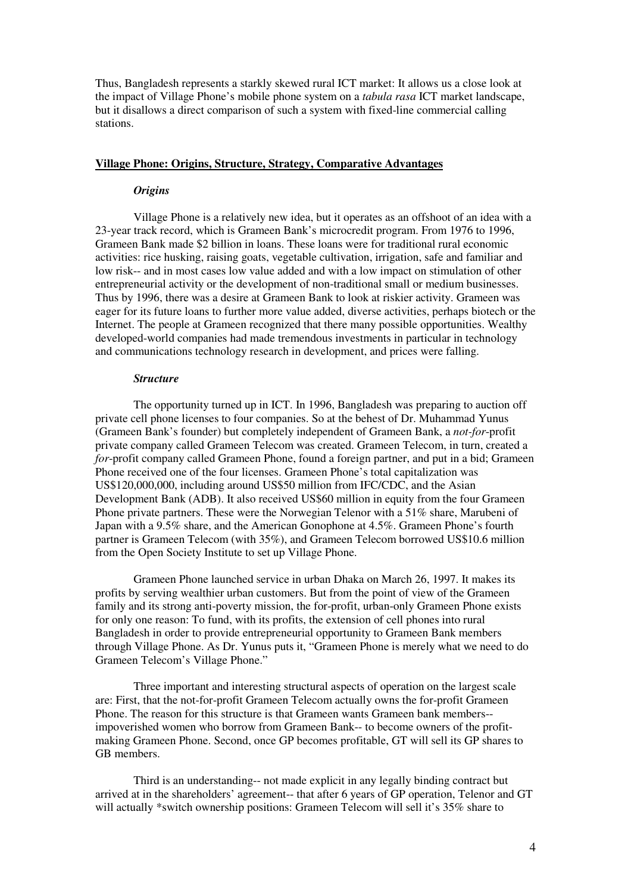Thus, Bangladesh represents a starkly skewed rural ICT market: It allows us a close look at the impact of Village Phone's mobile phone system on a *tabula rasa* ICT market landscape, but it disallows a direct comparison of such a system with fixed-line commercial calling stations.

## Village Phone: Origins, Structure, Strategy, Comparative Advantages

### *Origins*

Village Phone is a relatively new idea, but it operates as an offshoot of an idea with a 23-year track record, which is Grameen Bank's microcredit program. From 1976 to 1996, Grameen Bank made $2 billion in loans. These loans were for traditional rural economic activities: rice husking, raising goats, vegetable cultivation, irrigation, safe and familiar and low risk-- and in most cases low value added and with a low impact on stimulation of other entrepreneurial activity or the development of non-traditional small or medium businesses. Thus by 1996, there was a desire at Grameen Bank to look at riskier activity. Grameen was eager for its future loans to further more value added, diverse activities, perhaps biotech or the Internet. The people at Grameen recognized that there many possible opportunities. Wealthy developed-world companies had made tremendous investments in particular in technology and communications technology research in development, and prices were falling.

### *Structure*

The opportunity turned up in ICT. In 1996, Bangladesh was preparing to auction off private cell phone licenses to four companies. So at the behest of Dr. Muhammad Yunus (Grameen Bank's founder) but completely independent of Grameen Bank, a *not-for*-profit private company called Grameen Telecom was created. Grameen Telecom, in turn, created a *for*-profit company called Grameen Phone, found a foreign partner, and put in a bid; Grameen Phone received one of the four licenses. Grameen Phone's total capitalization was US$120,000,000, including around US$50 million from IFC/CDC, and the Asian Development Bank (ADB). It also received US$60 million in equity from the four Grameen Phone private partners. These were the Norwegian Telenor with a 51% share, Marubeni of Japan with a 9.5% share, and the American Gonophone at 4.5%. Grameen Phone's fourth partner is Grameen Telecom (with 35%), and Grameen Telecom borrowed US$10.6 million from the Open Society Institute to set up Village Phone.

Grameen Phone launched service in urban Dhaka on March 26, 1997. It makes its profits by serving wealthier urban customers. But from the point of view of the Grameen family and its strong anti-poverty mission, the for-profit, urban-only Grameen Phone exists for only one reason: To fund, with its profits, the extension of cell phones into rural Bangladesh in order to provide entrepreneurial opportunity to Grameen Bank members through Village Phone. As Dr. Yunus puts it, "Grameen Phone is merely what we need to do Grameen Telecom's Village Phone."

Three important and interesting structural aspects of operation on the largest scale are: First, that the not-for-profit Grameen Telecom actually owns the for-profit Grameen Phone. The reason for this structure is that Grameen wants Grameen bank members-- impoverished women who borrow from Grameen Bank-- to become owners of the profit-making Grameen Phone. Second, once GP becomes profitable, GT will sell its GP shares to GB members.

Third is an understanding-- not made explicit in any legally binding contract but arrived at in the shareholders' agreement-- that after 6 years of GP operation, Telenor and GT will actually *switch ownership positions: Grameen Telecom will sell it's 35% share to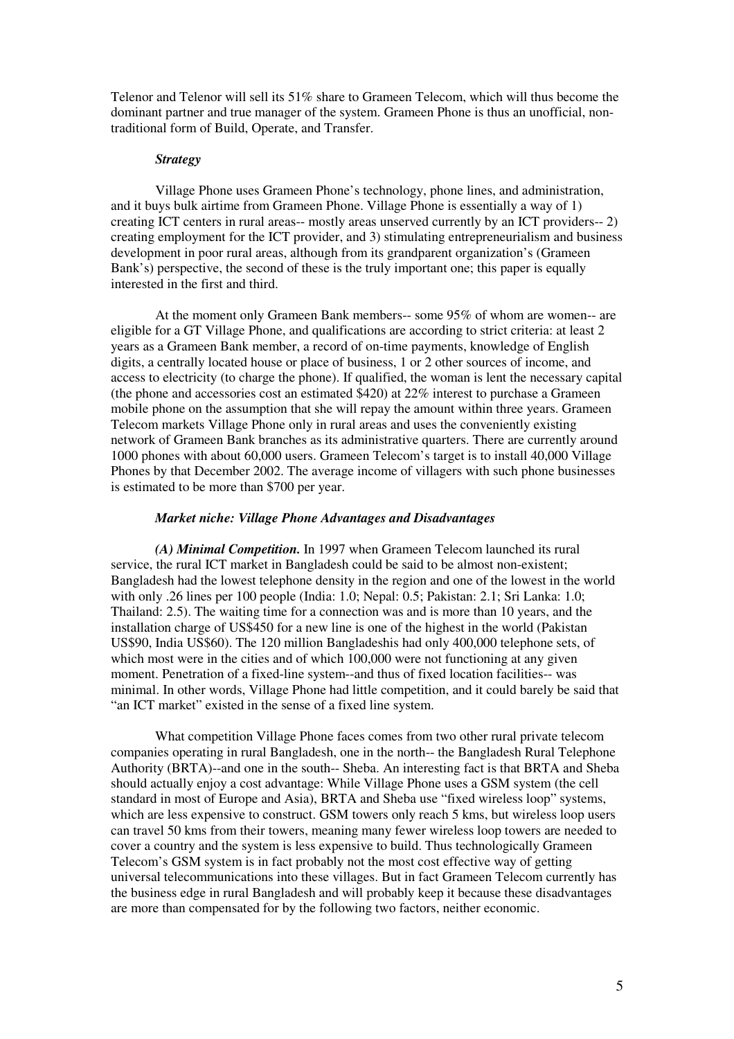Telenor and Telenor will sell its 51% share to Grameen Telecom, which will thus become the dominant partner and true manager of the system. Grameen Phone is thus an unofficial, non-traditional form of Build, Operate, and Transfer.

***Strategy***

Village Phone uses Grameen Phone's technology, phone lines, and administration, and it buys bulk airtime from Grameen Phone. Village Phone is essentially a way of 1) creating ICT centers in rural areas-- mostly areas unserved currently by an ICT providers-- 2) creating employment for the ICT provider, and 3) stimulating entrepreneurialism and business development in poor rural areas, although from its grandparent organization's (Grameen Bank's) perspective, the second of these is the truly important one; this paper is equally interested in the first and third.

At the moment only Grameen Bank members-- some 95% of whom are women-- are eligible for a GT Village Phone, and qualifications are according to strict criteria: at least 2 years as a Grameen Bank member, a record of on-time payments, knowledge of English digits, a centrally located house or place of business, 1 or 2 other sources of income, and access to electricity (to charge the phone). If qualified, the woman is lent the necessary capital (the phone and accessories cost an estimated $420) at 22% interest to purchase a Grameen mobile phone on the assumption that she will repay the amount within three years. Grameen Telecom markets Village Phone only in rural areas and uses the conveniently existing network of Grameen Bank branches as its administrative quarters. There are currently around 1000 phones with about 60,000 users. Grameen Telecom's target is to install 40,000 Village Phones by that December 2002. The average income of villagers with such phone businesses is estimated to be more than $700 per year.

***Market niche: Village Phone Advantages and Disadvantages***

***(A) Minimal Competition.*** In 1997 when Grameen Telecom launched its rural service, the rural ICT market in Bangladesh could be said to be almost non-existent; Bangladesh had the lowest telephone density in the region and one of the lowest in the world with only .26 lines per 100 people (India: 1.0; Nepal: 0.5; Pakistan: 2.1; Sri Lanka: 1.0; Thailand: 2.5). The waiting time for a connection was and is more than 10 years, and the installation charge of US$450 for a new line is one of the highest in the world (Pakistan US$90, India US$60). The 120 million Bangladeshis had only 400,000 telephone sets, of which most were in the cities and of which 100,000 were not functioning at any given moment. Penetration of a fixed-line system--and thus of fixed location facilities-- was minimal. In other words, Village Phone had little competition, and it could barely be said that "an ICT market" existed in the sense of a fixed line system.

What competition Village Phone faces comes from two other rural private telecom companies operating in rural Bangladesh, one in the north-- the Bangladesh Rural Telephone Authority (BRTA)--and one in the south-- Sheba. An interesting fact is that BRTA and Sheba should actually enjoy a cost advantage: While Village Phone uses a GSM system (the cell standard in most of Europe and Asia), BRTA and Sheba use "fixed wireless loop" systems, which are less expensive to construct. GSM towers only reach 5 kms, but wireless loop users can travel 50 kms from their towers, meaning many fewer wireless loop towers are needed to cover a country and the system is less expensive to build. Thus technologically Grameen Telecom's GSM system is in fact probably not the most cost effective way of getting universal telecommunications into these villages. But in fact Grameen Telecom currently has the business edge in rural Bangladesh and will probably keep it because these disadvantages are more than compensated for by the following two factors, neither economic.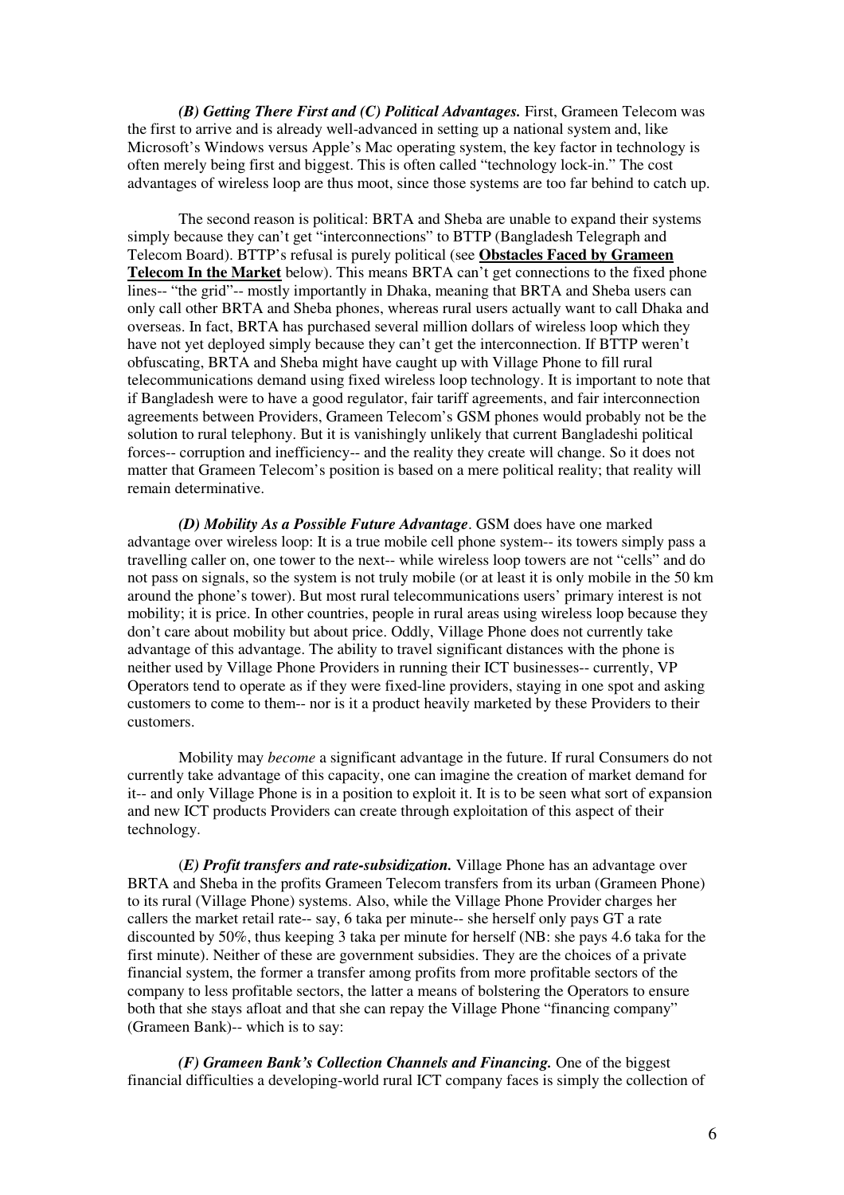*(B) Getting There First and (C) Political Advantages.* First, Grameen Telecom was the first to arrive and is already well-advanced in setting up a national system and, like Microsoft's Windows versus Apple's Mac operating system, the key factor in technology is often merely being first and biggest. This is often called "technology lock-in." The cost advantages of wireless loop are thus moot, since those systems are too far behind to catch up.

The second reason is political: BRTA and Sheba are unable to expand their systems simply because they can't get "interconnections" to BTTP (Bangladesh Telegraph and Telecom Board). BTTP's refusal is purely political (see **Obstacles Faced by Grameen Telecom In the Market** below). This means BRTA can't get connections to the fixed phone lines-- "the grid"-- mostly importantly in Dhaka, meaning that BRTA and Sheba users can only call other BRTA and Sheba phones, whereas rural users actually want to call Dhaka and overseas. In fact, BRTA has purchased several million dollars of wireless loop which they have not yet deployed simply because they can't get the interconnection. If BTTP weren't obfuscating, BRTA and Sheba might have caught up with Village Phone to fill rural telecommunications demand using fixed wireless loop technology. It is important to note that if Bangladesh were to have a good regulator, fair tariff agreements, and fair interconnection agreements between Providers, Grameen Telecom's GSM phones would probably not be the solution to rural telephony. But it is vanishingly unlikely that current Bangladeshi political forces-- corruption and inefficiency-- and the reality they create will change. So it does not matter that Grameen Telecom's position is based on a mere political reality; that reality will remain determinative.

*(D) Mobility As a Possible Future Advantage*. GSM does have one marked advantage over wireless loop: It is a true mobile cell phone system-- its towers simply pass a travelling caller on, one tower to the next-- while wireless loop towers are not "cells" and do not pass on signals, so the system is not truly mobile (or at least it is only mobile in the 50 km around the phone's tower). But most rural telecommunications users' primary interest is not mobility; it is price. In other countries, people in rural areas using wireless loop because they don't care about mobility but about price. Oddly, Village Phone does not currently take advantage of this advantage. The ability to travel significant distances with the phone is neither used by Village Phone Providers in running their ICT businesses-- currently, VP Operators tend to operate as if they were fixed-line providers, staying in one spot and asking customers to come to them-- nor is it a product heavily marketed by these Providers to their customers.

Mobility may *become* a significant advantage in the future. If rural Consumers do not currently take advantage of this capacity, one can imagine the creation of market demand for it-- and only Village Phone is in a position to exploit it. It is to be seen what sort of expansion and new ICT products Providers can create through exploitation of this aspect of their technology.

(*E) Profit transfers and rate-subsidization.* Village Phone has an advantage over BRTA and Sheba in the profits Grameen Telecom transfers from its urban (Grameen Phone) to its rural (Village Phone) systems. Also, while the Village Phone Provider charges her callers the market retail rate-- say, 6 taka per minute-- she herself only pays GT a rate discounted by 50%, thus keeping 3 taka per minute for herself (NB: she pays 4.6 taka for the first minute). Neither of these are government subsidies. They are the choices of a private financial system, the former a transfer among profits from more profitable sectors of the company to less profitable sectors, the latter a means of bolstering the Operators to ensure both that she stays afloat and that she can repay the Village Phone "financing company" (Grameen Bank)-- which is to say:

*(F) Grameen Bank's Collection Channels and Financing.* One of the biggest financial difficulties a developing-world rural ICT company faces is simply the collection of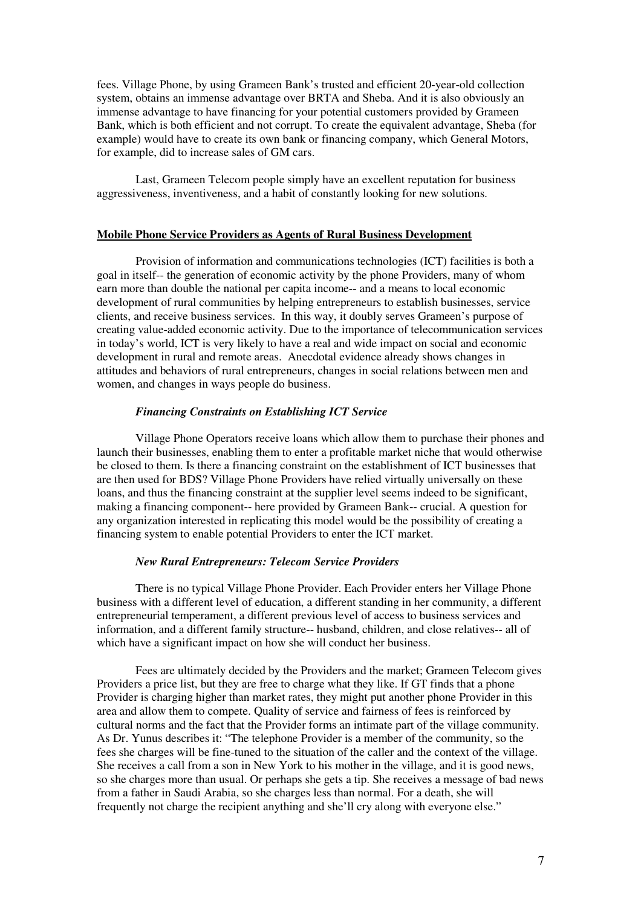fees. Village Phone, by using Grameen Bank's trusted and efficient 20-year-old collection system, obtains an immense advantage over BRTA and Sheba. And it is also obviously an immense advantage to have financing for your potential customers provided by Grameen Bank, which is both efficient and not corrupt. To create the equivalent advantage, Sheba (for example) would have to create its own bank or financing company, which General Motors, for example, did to increase sales of GM cars.

Last, Grameen Telecom people simply have an excellent reputation for business aggressiveness, inventiveness, and a habit of constantly looking for new solutions.

## Mobile Phone Service Providers as Agents of Rural Business Development

Provision of information and communications technologies (ICT) facilities is both a goal in itself-- the generation of economic activity by the phone Providers, many of whom earn more than double the national per capita income-- and a means to local economic development of rural communities by helping entrepreneurs to establish businesses, service clients, and receive business services. In this way, it doubly serves Grameen's purpose of creating value-added economic activity. Due to the importance of telecommunication services in today's world, ICT is very likely to have a real and wide impact on social and economic development in rural and remote areas. Anecdotal evidence already shows changes in attitudes and behaviors of rural entrepreneurs, changes in social relations between men and women, and changes in ways people do business.

### *Financing Constraints on Establishing ICT Service*

Village Phone Operators receive loans which allow them to purchase their phones and launch their businesses, enabling them to enter a profitable market niche that would otherwise be closed to them. Is there a financing constraint on the establishment of ICT businesses that are then used for BDS? Village Phone Providers have relied virtually universally on these loans, and thus the financing constraint at the supplier level seems indeed to be significant, making a financing component-- here provided by Grameen Bank-- crucial. A question for any organization interested in replicating this model would be the possibility of creating a financing system to enable potential Providers to enter the ICT market.

### *New Rural Entrepreneurs: Telecom Service Providers*

There is no typical Village Phone Provider. Each Provider enters her Village Phone business with a different level of education, a different standing in her community, a different entrepreneurial temperament, a different previous level of access to business services and information, and a different family structure-- husband, children, and close relatives-- all of which have a significant impact on how she will conduct her business.

Fees are ultimately decided by the Providers and the market; Grameen Telecom gives Providers a price list, but they are free to charge what they like. If GT finds that a phone Provider is charging higher than market rates, they might put another phone Provider in this area and allow them to compete. Quality of service and fairness of fees is reinforced by cultural norms and the fact that the Provider forms an intimate part of the village community. As Dr. Yunus describes it: "The telephone Provider is a member of the community, so the fees she charges will be fine-tuned to the situation of the caller and the context of the village. She receives a call from a son in New York to his mother in the village, and it is good news, so she charges more than usual. Or perhaps she gets a tip. She receives a message of bad news from a father in Saudi Arabia, so she charges less than normal. For a death, she will frequently not charge the recipient anything and she'll cry along with everyone else."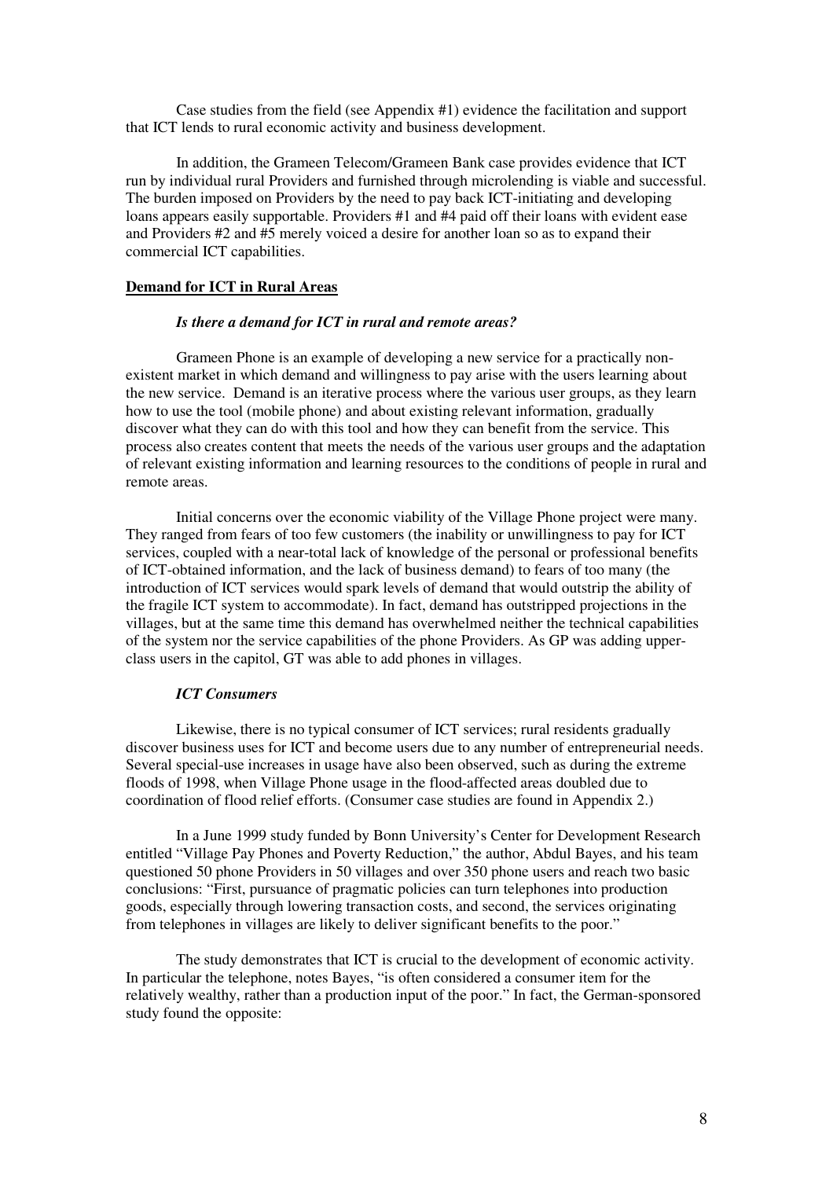Case studies from the field (see Appendix #1) evidence the facilitation and support that ICT lends to rural economic activity and business development.

In addition, the Grameen Telecom/Grameen Bank case provides evidence that ICT run by individual rural Providers and furnished through microlending is viable and successful. The burden imposed on Providers by the need to pay back ICT-initiating and developing loans appears easily supportable. Providers #1 and #4 paid off their loans with evident ease and Providers #2 and #5 merely voiced a desire for another loan so as to expand their commercial ICT capabilities.

## Demand for ICT in Rural Areas

### *Is there a demand for ICT in rural and remote areas?*

Grameen Phone is an example of developing a new service for a practically non-existent market in which demand and willingness to pay arise with the users learning about the new service. Demand is an iterative process where the various user groups, as they learn how to use the tool (mobile phone) and about existing relevant information, gradually discover what they can do with this tool and how they can benefit from the service. This process also creates content that meets the needs of the various user groups and the adaptation of relevant existing information and learning resources to the conditions of people in rural and remote areas.

Initial concerns over the economic viability of the Village Phone project were many. They ranged from fears of too few customers (the inability or unwillingness to pay for ICT services, coupled with a near-total lack of knowledge of the personal or professional benefits of ICT-obtained information, and the lack of business demand) to fears of too many (the introduction of ICT services would spark levels of demand that would outstrip the ability of the fragile ICT system to accommodate). In fact, demand has outstripped projections in the villages, but at the same time this demand has overwhelmed neither the technical capabilities of the system nor the service capabilities of the phone Providers. As GP was adding upper-class users in the capitol, GT was able to add phones in villages.

### *ICT Consumers*

Likewise, there is no typical consumer of ICT services; rural residents gradually discover business uses for ICT and become users due to any number of entrepreneurial needs. Several special-use increases in usage have also been observed, such as during the extreme floods of 1998, when Village Phone usage in the flood-affected areas doubled due to coordination of flood relief efforts. (Consumer case studies are found in Appendix 2.)

In a June 1999 study funded by Bonn University's Center for Development Research entitled "Village Pay Phones and Poverty Reduction," the author, Abdul Bayes, and his team questioned 50 phone Providers in 50 villages and over 350 phone users and reach two basic conclusions: "First, pursuance of pragmatic policies can turn telephones into production goods, especially through lowering transaction costs, and second, the services originating from telephones in villages are likely to deliver significant benefits to the poor."

The study demonstrates that ICT is crucial to the development of economic activity. In particular the telephone, notes Bayes, "is often considered a consumer item for the relatively wealthy, rather than a production input of the poor." In fact, the German-sponsored study found the opposite: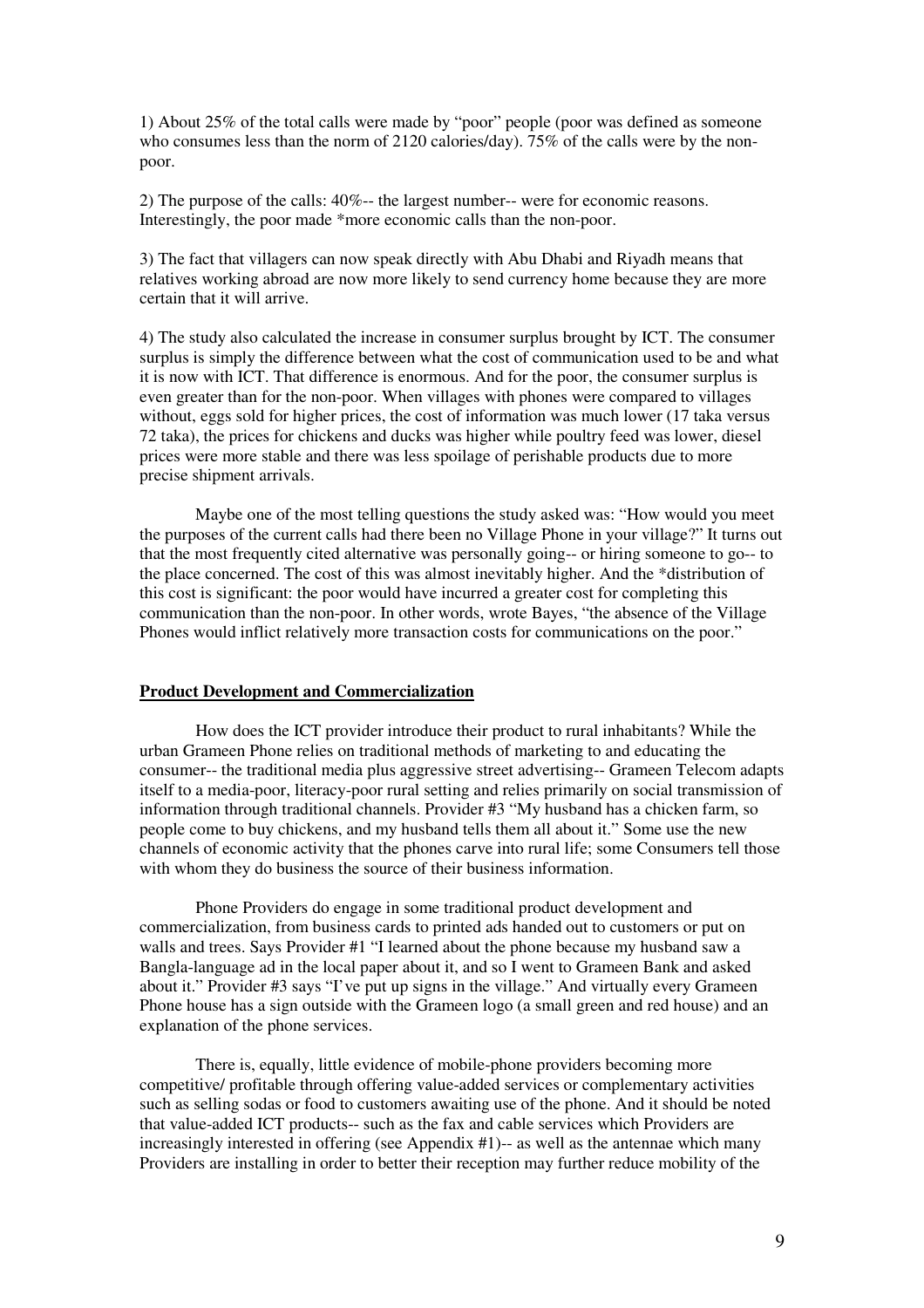1) About 25% of the total calls were made by "poor" people (poor was defined as someone who consumes less than the norm of 2120 calories/day). 75% of the calls were by the non-poor.

2) The purpose of the calls: 40%-- the largest number-- were for economic reasons. Interestingly, the poor made *more economic calls than the non-poor.

3) The fact that villagers can now speak directly with Abu Dhabi and Riyadh means that relatives working abroad are now more likely to send currency home because they are more certain that it will arrive.

4) The study also calculated the increase in consumer surplus brought by ICT. The consumer surplus is simply the difference between what the cost of communication used to be and what it is now with ICT. That difference is enormous. And for the poor, the consumer surplus is even greater than for the non-poor. When villages with phones were compared to villages without, eggs sold for higher prices, the cost of information was much lower (17 taka versus 72 taka), the prices for chickens and ducks was higher while poultry feed was lower, diesel prices were more stable and there was less spoilage of perishable products due to more precise shipment arrivals.

Maybe one of the most telling questions the study asked was: "How would you meet the purposes of the current calls had there been no Village Phone in your village?" It turns out that the most frequently cited alternative was personally going-- or hiring someone to go-- to the place concerned. The cost of this was almost inevitably higher. And the *distribution of this cost is significant: the poor would have incurred a greater cost for completing this communication than the non-poor. In other words, wrote Bayes, "the absence of the Village Phones would inflict relatively more transaction costs for communications on the poor."

## Product Development and Commercialization

How does the ICT provider introduce their product to rural inhabitants? While the urban Grameen Phone relies on traditional methods of marketing to and educating the consumer-- the traditional media plus aggressive street advertising-- Grameen Telecom adapts itself to a media-poor, literacy-poor rural setting and relies primarily on social transmission of information through traditional channels. Provider #3 "My husband has a chicken farm, so people come to buy chickens, and my husband tells them all about it." Some use the new channels of economic activity that the phones carve into rural life; some Consumers tell those with whom they do business the source of their business information.

Phone Providers do engage in some traditional product development and commercialization, from business cards to printed ads handed out to customers or put on walls and trees. Says Provider #1 "I learned about the phone because my husband saw a Bangla-language ad in the local paper about it, and so I went to Grameen Bank and asked about it." Provider #3 says "I've put up signs in the village." And virtually every Grameen Phone house has a sign outside with the Grameen logo (a small green and red house) and an explanation of the phone services.

There is, equally, little evidence of mobile-phone providers becoming more competitive/ profitable through offering value-added services or complementary activities such as selling sodas or food to customers awaiting use of the phone. And it should be noted that value-added ICT products-- such as the fax and cable services which Providers are increasingly interested in offering (see Appendix #1)-- as well as the antennae which many Providers are installing in order to better their reception may further reduce mobility of the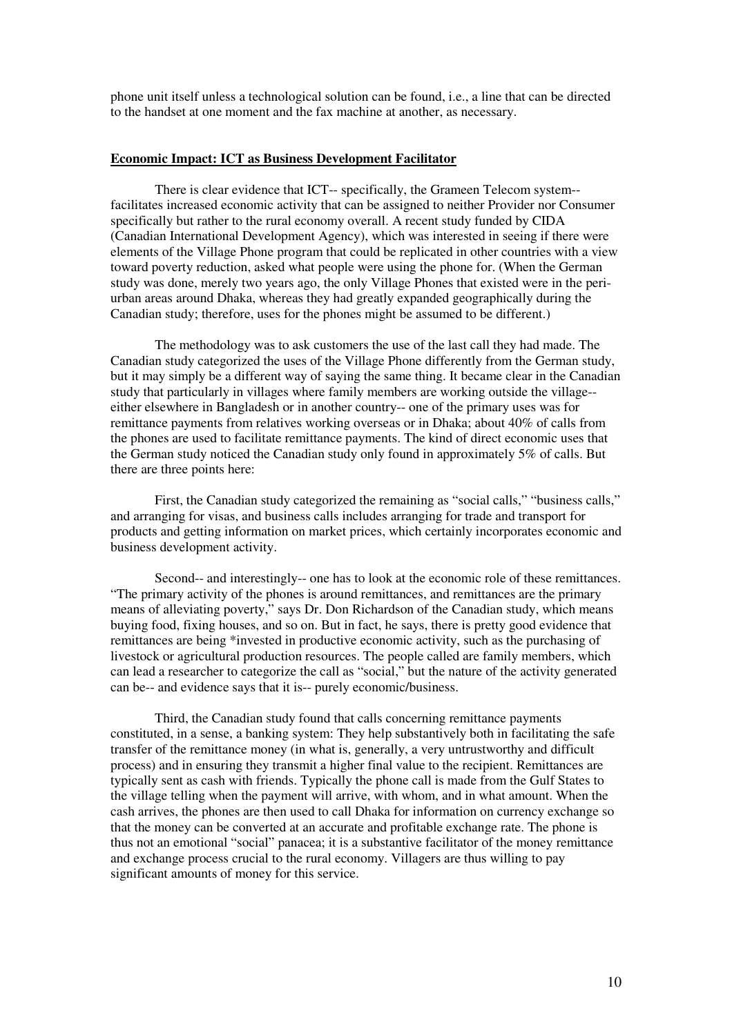phone unit itself unless a technological solution can be found, i.e., a line that can be directed to the handset at one moment and the fax machine at another, as necessary.

## Economic Impact: ICT as Business Development Facilitator

There is clear evidence that ICT-- specifically, the Grameen Telecom system-- facilitates increased economic activity that can be assigned to neither Provider nor Consumer specifically but rather to the rural economy overall. A recent study funded by CIDA (Canadian International Development Agency), which was interested in seeing if there were elements of the Village Phone program that could be replicated in other countries with a view toward poverty reduction, asked what people were using the phone for. (When the German study was done, merely two years ago, the only Village Phones that existed were in the peri-urban areas around Dhaka, whereas they had greatly expanded geographically during the Canadian study; therefore, uses for the phones might be assumed to be different.)

The methodology was to ask customers the use of the last call they had made. The Canadian study categorized the uses of the Village Phone differently from the German study, but it may simply be a different way of saying the same thing. It became clear in the Canadian study that particularly in villages where family members are working outside the village-- either elsewhere in Bangladesh or in another country-- one of the primary uses was for remittance payments from relatives working overseas or in Dhaka; about 40% of calls from the phones are used to facilitate remittance payments. The kind of direct economic uses that the German study noticed the Canadian study only found in approximately 5% of calls. But there are three points here:

First, the Canadian study categorized the remaining as "social calls," "business calls," and arranging for visas, and business calls includes arranging for trade and transport for products and getting information on market prices, which certainly incorporates economic and business development activity.

Second-- and interestingly-- one has to look at the economic role of these remittances. "The primary activity of the phones is around remittances, and remittances are the primary means of alleviating poverty," says Dr. Don Richardson of the Canadian study, which means buying food, fixing houses, and so on. But in fact, he says, there is pretty good evidence that remittances are being *invested in productive economic activity, such as the purchasing of livestock or agricultural production resources. The people called are family members, which can lead a researcher to categorize the call as "social," but the nature of the activity generated can be-- and evidence says that it is-- purely economic/business.

Third, the Canadian study found that calls concerning remittance payments constituted, in a sense, a banking system: They help substantively both in facilitating the safe transfer of the remittance money (in what is, generally, a very untrustworthy and difficult process) and in ensuring they transmit a higher final value to the recipient. Remittances are typically sent as cash with friends. Typically the phone call is made from the Gulf States to the village telling when the payment will arrive, with whom, and in what amount. When the cash arrives, the phones are then used to call Dhaka for information on currency exchange so that the money can be converted at an accurate and profitable exchange rate. The phone is thus not an emotional "social" panacea; it is a substantive facilitator of the money remittance and exchange process crucial to the rural economy. Villagers are thus willing to pay significant amounts of money for this service.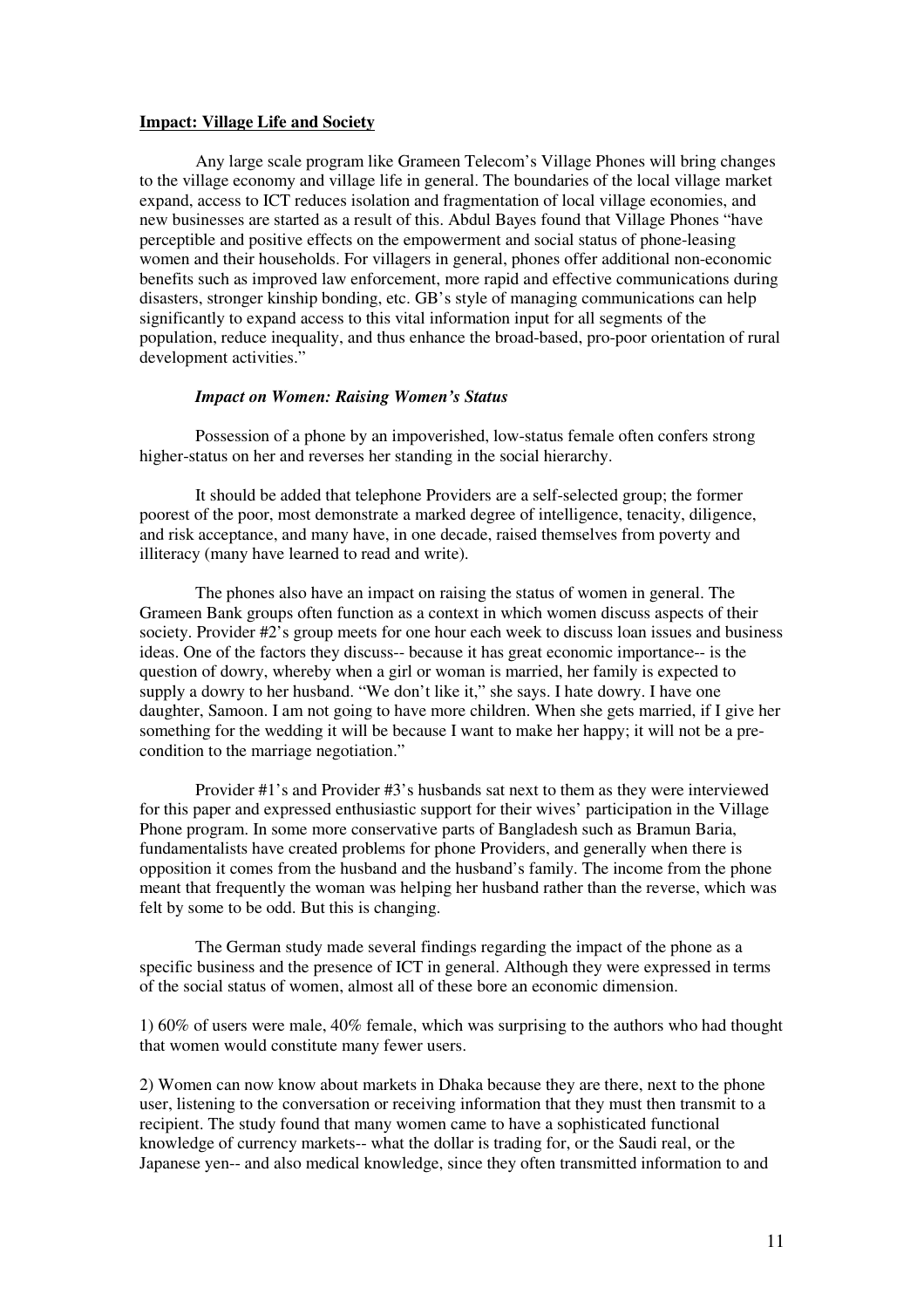**Impact: Village Life and Society**

Any large scale program like Grameen Telecom's Village Phones will bring changes to the village economy and village life in general. The boundaries of the local village market expand, access to ICT reduces isolation and fragmentation of local village economies, and new businesses are started as a result of this. Abdul Bayes found that Village Phones "have perceptible and positive effects on the empowerment and social status of phone-leasing women and their households. For villagers in general, phones offer additional non-economic benefits such as improved law enforcement, more rapid and effective communications during disasters, stronger kinship bonding, etc. GB's style of managing communications can help significantly to expand access to this vital information input for all segments of the population, reduce inequality, and thus enhance the broad-based, pro-poor orientation of rural development activities."

***Impact on Women: Raising Women's Status***

Possession of a phone by an impoverished, low-status female often confers strong higher-status on her and reverses her standing in the social hierarchy.

It should be added that telephone Providers are a self-selected group; the former poorest of the poor, most demonstrate a marked degree of intelligence, tenacity, diligence, and risk acceptance, and many have, in one decade, raised themselves from poverty and illiteracy (many have learned to read and write).

The phones also have an impact on raising the status of women in general. The Grameen Bank groups often function as a context in which women discuss aspects of their society. Provider #2's group meets for one hour each week to discuss loan issues and business ideas. One of the factors they discuss-- because it has great economic importance-- is the question of dowry, whereby when a girl or woman is married, her family is expected to supply a dowry to her husband. "We don't like it," she says. I hate dowry. I have one daughter, Samoon. I am not going to have more children. When she gets married, if I give her something for the wedding it will be because I want to make her happy; it will not be a pre-condition to the marriage negotiation."

Provider #1's and Provider #3's husbands sat next to them as they were interviewed for this paper and expressed enthusiastic support for their wives' participation in the Village Phone program. In some more conservative parts of Bangladesh such as Bramun Baria, fundamentalists have created problems for phone Providers, and generally when there is opposition it comes from the husband and the husband's family. The income from the phone meant that frequently the woman was helping her husband rather than the reverse, which was felt by some to be odd. But this is changing.

The German study made several findings regarding the impact of the phone as a specific business and the presence of ICT in general. Although they were expressed in terms of the social status of women, almost all of these bore an economic dimension.

1) 60% of users were male, 40% female, which was surprising to the authors who had thought that women would constitute many fewer users.

2) Women can now know about markets in Dhaka because they are there, next to the phone user, listening to the conversation or receiving information that they must then transmit to a recipient. The study found that many women came to have a sophisticated functional knowledge of currency markets-- what the dollar is trading for, or the Saudi real, or the Japanese yen-- and also medical knowledge, since they often transmitted information to and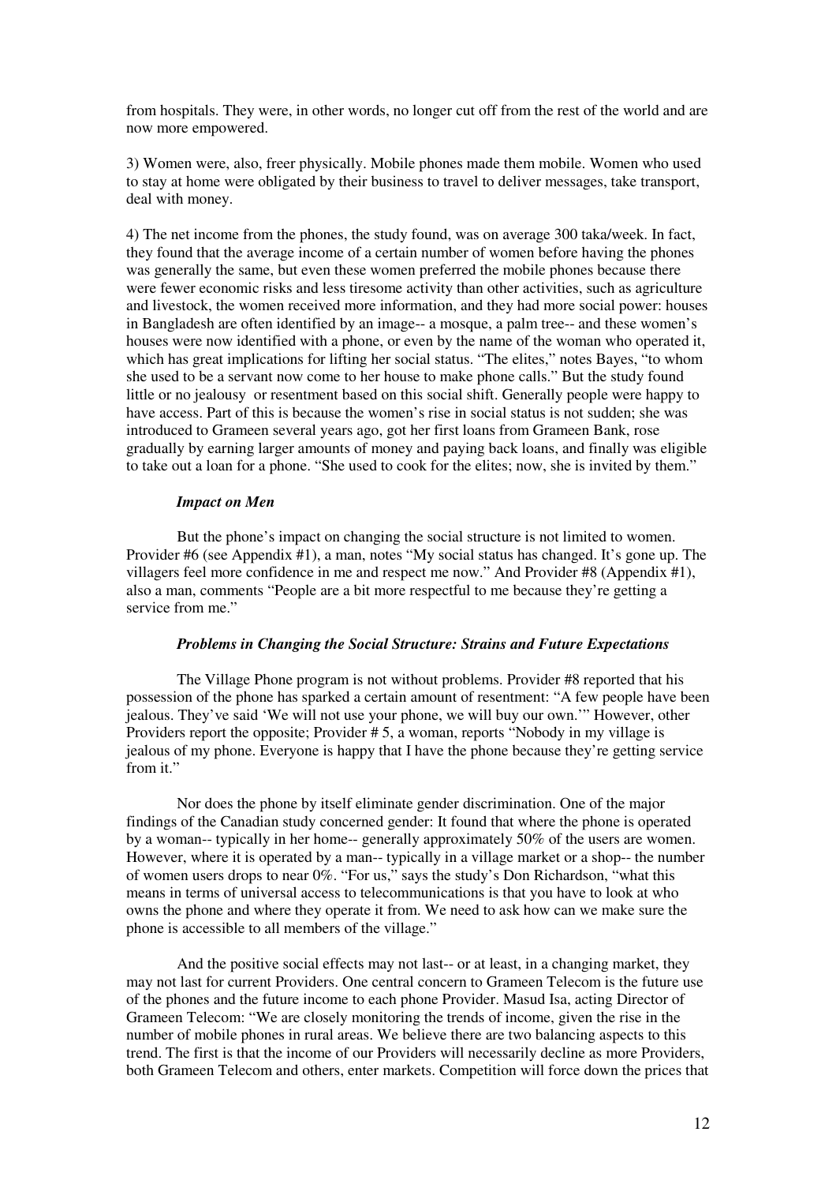from hospitals. They were, in other words, no longer cut off from the rest of the world and are now more empowered.

3) Women were, also, freer physically. Mobile phones made them mobile. Women who used to stay at home were obligated by their business to travel to deliver messages, take transport, deal with money.

4) The net income from the phones, the study found, was on average 300 taka/week. In fact, they found that the average income of a certain number of women before having the phones was generally the same, but even these women preferred the mobile phones because there were fewer economic risks and less tiresome activity than other activities, such as agriculture and livestock, the women received more information, and they had more social power: houses in Bangladesh are often identified by an image-- a mosque, a palm tree-- and these women's houses were now identified with a phone, or even by the name of the woman who operated it, which has great implications for lifting her social status. "The elites," notes Bayes, "to whom she used to be a servant now come to her house to make phone calls." But the study found little or no jealousy or resentment based on this social shift. Generally people were happy to have access. Part of this is because the women's rise in social status is not sudden; she was introduced to Grameen several years ago, got her first loans from Grameen Bank, rose gradually by earning larger amounts of money and paying back loans, and finally was eligible to take out a loan for a phone. "She used to cook for the elites; now, she is invited by them."

***Impact on Men***

But the phone's impact on changing the social structure is not limited to women. Provider #6 (see Appendix #1), a man, notes "My social status has changed. It's gone up. The villagers feel more confidence in me and respect me now." And Provider #8 (Appendix #1), also a man, comments "People are a bit more respectful to me because they're getting a service from me."

***Problems in Changing the Social Structure: Strains and Future Expectations***

The Village Phone program is not without problems. Provider #8 reported that his possession of the phone has sparked a certain amount of resentment: "A few people have been jealous. They've said 'We will not use your phone, we will buy our own.'" However, other Providers report the opposite; Provider # 5, a woman, reports "Nobody in my village is jealous of my phone. Everyone is happy that I have the phone because they're getting service from it."

Nor does the phone by itself eliminate gender discrimination. One of the major findings of the Canadian study concerned gender: It found that where the phone is operated by a woman-- typically in her home-- generally approximately 50% of the users are women. However, where it is operated by a man-- typically in a village market or a shop-- the number of women users drops to near 0%. "For us," says the study's Don Richardson, "what this means in terms of universal access to telecommunications is that you have to look at who owns the phone and where they operate it from. We need to ask how can we make sure the phone is accessible to all members of the village."

And the positive social effects may not last-- or at least, in a changing market, they may not last for current Providers. One central concern to Grameen Telecom is the future use of the phones and the future income to each phone Provider. Masud Isa, acting Director of Grameen Telecom: "We are closely monitoring the trends of income, given the rise in the number of mobile phones in rural areas. We believe there are two balancing aspects to this trend. The first is that the income of our Providers will necessarily decline as more Providers, both Grameen Telecom and others, enter markets. Competition will force down the prices that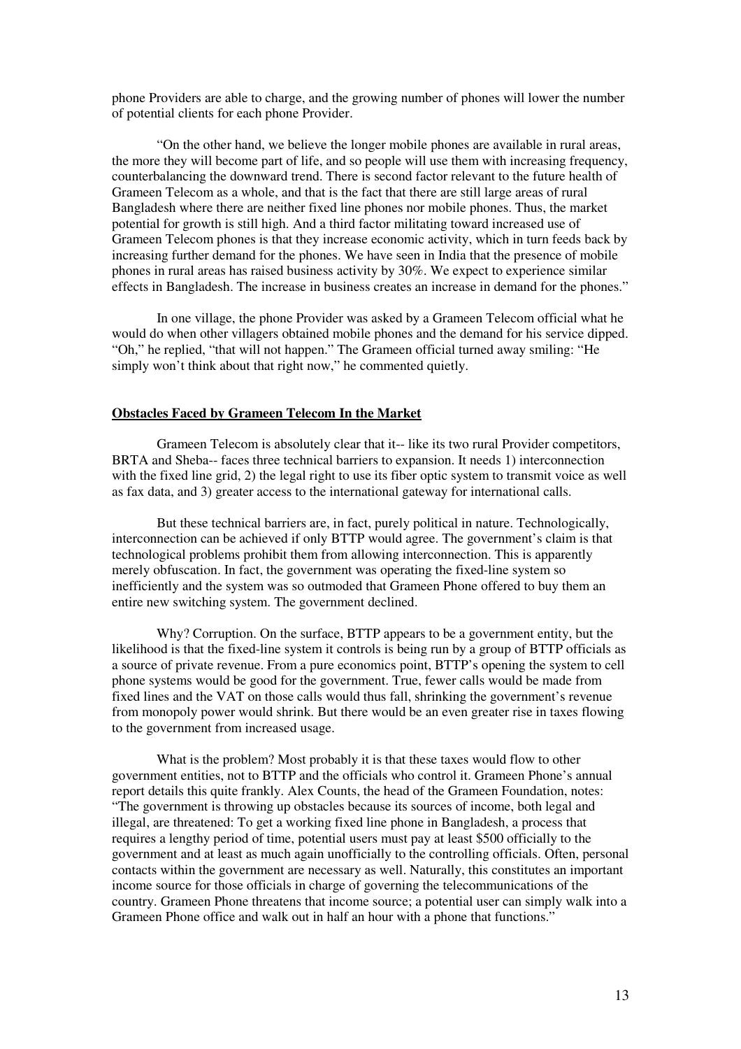phone Providers are able to charge, and the growing number of phones will lower the number of potential clients for each phone Provider.

"On the other hand, we believe the longer mobile phones are available in rural areas, the more they will become part of life, and so people will use them with increasing frequency, counterbalancing the downward trend. There is second factor relevant to the future health of Grameen Telecom as a whole, and that is the fact that there are still large areas of rural Bangladesh where there are neither fixed line phones nor mobile phones. Thus, the market potential for growth is still high. And a third factor militating toward increased use of Grameen Telecom phones is that they increase economic activity, which in turn feeds back by increasing further demand for the phones. We have seen in India that the presence of mobile phones in rural areas has raised business activity by 30%. We expect to experience similar effects in Bangladesh. The increase in business creates an increase in demand for the phones."

In one village, the phone Provider was asked by a Grameen Telecom official what he would do when other villagers obtained mobile phones and the demand for his service dipped. "Oh," he replied, "that will not happen." The Grameen official turned away smiling: "He simply won't think about that right now," he commented quietly.

## Obstacles Faced by Grameen Telecom In the Market

Grameen Telecom is absolutely clear that it-- like its two rural Provider competitors, BRTA and Sheba-- faces three technical barriers to expansion. It needs 1) interconnection with the fixed line grid, 2) the legal right to use its fiber optic system to transmit voice as well as fax data, and 3) greater access to the international gateway for international calls.

But these technical barriers are, in fact, purely political in nature. Technologically, interconnection can be achieved if only BTTP would agree. The government's claim is that technological problems prohibit them from allowing interconnection. This is apparently merely obfuscation. In fact, the government was operating the fixed-line system so inefficiently and the system was so outmoded that Grameen Phone offered to buy them an entire new switching system. The government declined.

Why? Corruption. On the surface, BTTP appears to be a government entity, but the likelihood is that the fixed-line system it controls is being run by a group of BTTP officials as a source of private revenue. From a pure economics point, BTTP's opening the system to cell phone systems would be good for the government. True, fewer calls would be made from fixed lines and the VAT on those calls would thus fall, shrinking the government's revenue from monopoly power would shrink. But there would be an even greater rise in taxes flowing to the government from increased usage.

What is the problem? Most probably it is that these taxes would flow to other government entities, not to BTTP and the officials who control it. Grameen Phone's annual report details this quite frankly. Alex Counts, the head of the Grameen Foundation, notes: "The government is throwing up obstacles because its sources of income, both legal and illegal, are threatened: To get a working fixed line phone in Bangladesh, a process that requires a lengthy period of time, potential users must pay at least $500 officially to the government and at least as much again unofficially to the controlling officials. Often, personal contacts within the government are necessary as well. Naturally, this constitutes an important income source for those officials in charge of governing the telecommunications of the country. Grameen Phone threatens that income source; a potential user can simply walk into a Grameen Phone office and walk out in half an hour with a phone that functions."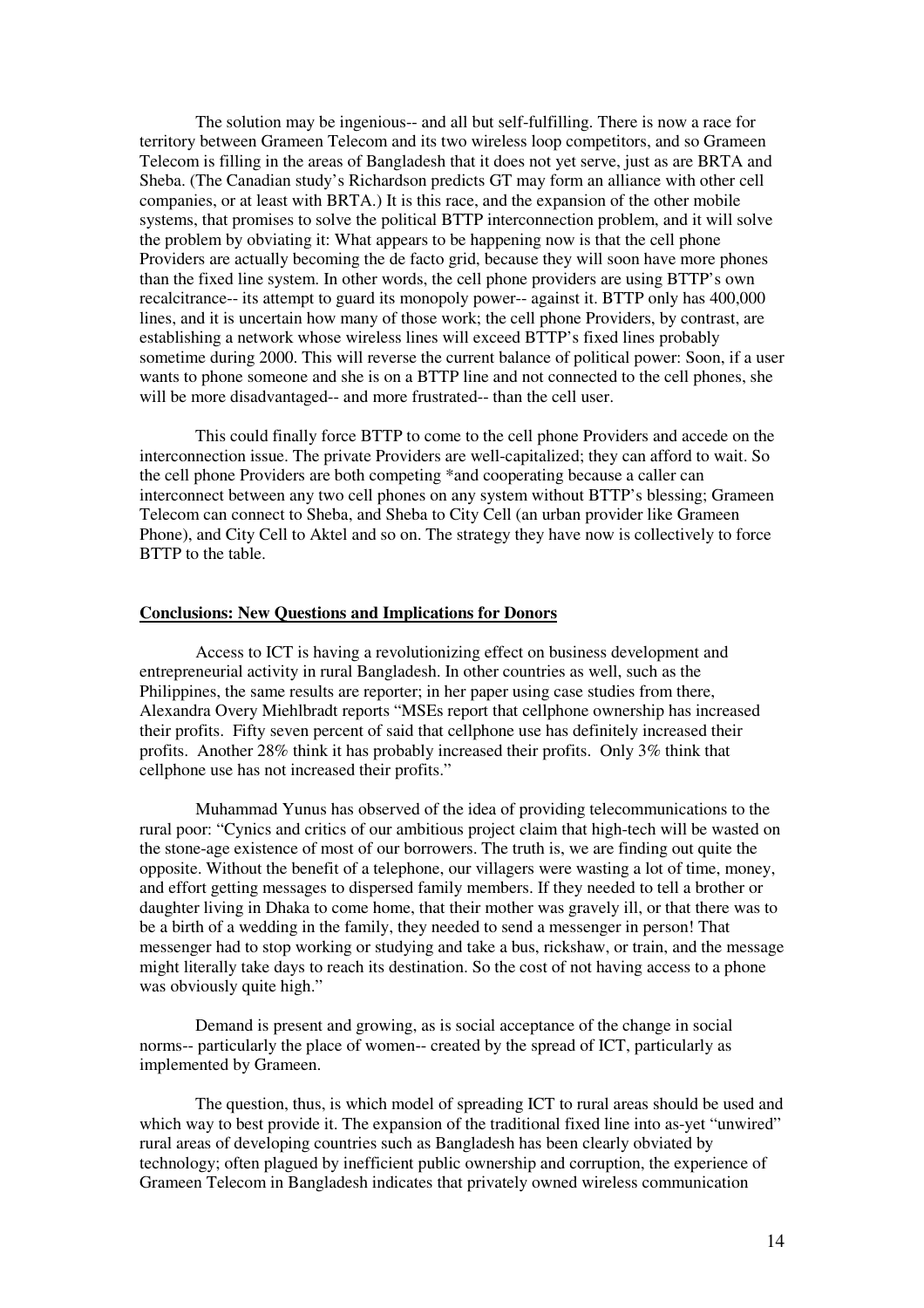The solution may be ingenious-- and all but self-fulfilling. There is now a race for territory between Grameen Telecom and its two wireless loop competitors, and so Grameen Telecom is filling in the areas of Bangladesh that it does not yet serve, just as are BRTA and Sheba. (The Canadian study's Richardson predicts GT may form an alliance with other cell companies, or at least with BRTA.) It is this race, and the expansion of the other mobile systems, that promises to solve the political BTTP interconnection problem, and it will solve the problem by obviating it: What appears to be happening now is that the cell phone Providers are actually becoming the de facto grid, because they will soon have more phones than the fixed line system. In other words, the cell phone providers are using BTTP's own recalcitrance-- its attempt to guard its monopoly power-- against it. BTTP only has 400,000 lines, and it is uncertain how many of those work; the cell phone Providers, by contrast, are establishing a network whose wireless lines will exceed BTTP's fixed lines probably sometime during 2000. This will reverse the current balance of political power: Soon, if a user wants to phone someone and she is on a BTTP line and not connected to the cell phones, she will be more disadvantaged-- and more frustrated-- than the cell user.

This could finally force BTTP to come to the cell phone Providers and accede on the interconnection issue. The private Providers are well-capitalized; they can afford to wait. So the cell phone Providers are both competing *and cooperating because a caller can interconnect between any two cell phones on any system without BTTP's blessing; Grameen Telecom can connect to Sheba, and Sheba to City Cell (an urban provider like Grameen Phone), and City Cell to Aktel and so on. The strategy they have now is collectively to force BTTP to the table.

## Conclusions: New Questions and Implications for Donors

Access to ICT is having a revolutionizing effect on business development and entrepreneurial activity in rural Bangladesh. In other countries as well, such as the Philippines, the same results are reporter; in her paper using case studies from there, Alexandra Overy Miehlbradt reports "MSEs report that cellphone ownership has increased their profits. Fifty seven percent of said that cellphone use has definitely increased their profits. Another 28% think it has probably increased their profits. Only 3% think that cellphone use has not increased their profits."

Muhammad Yunus has observed of the idea of providing telecommunications to the rural poor: "Cynics and critics of our ambitious project claim that high-tech will be wasted on the stone-age existence of most of our borrowers. The truth is, we are finding out quite the opposite. Without the benefit of a telephone, our villagers were wasting a lot of time, money, and effort getting messages to dispersed family members. If they needed to tell a brother or daughter living in Dhaka to come home, that their mother was gravely ill, or that there was to be a birth of a wedding in the family, they needed to send a messenger in person! That messenger had to stop working or studying and take a bus, rickshaw, or train, and the message might literally take days to reach its destination. So the cost of not having access to a phone was obviously quite high."

Demand is present and growing, as is social acceptance of the change in social norms-- particularly the place of women-- created by the spread of ICT, particularly as implemented by Grameen.

The question, thus, is which model of spreading ICT to rural areas should be used and which way to best provide it. The expansion of the traditional fixed line into as-yet "unwired" rural areas of developing countries such as Bangladesh has been clearly obviated by technology; often plagued by inefficient public ownership and corruption, the experience of Grameen Telecom in Bangladesh indicates that privately owned wireless communication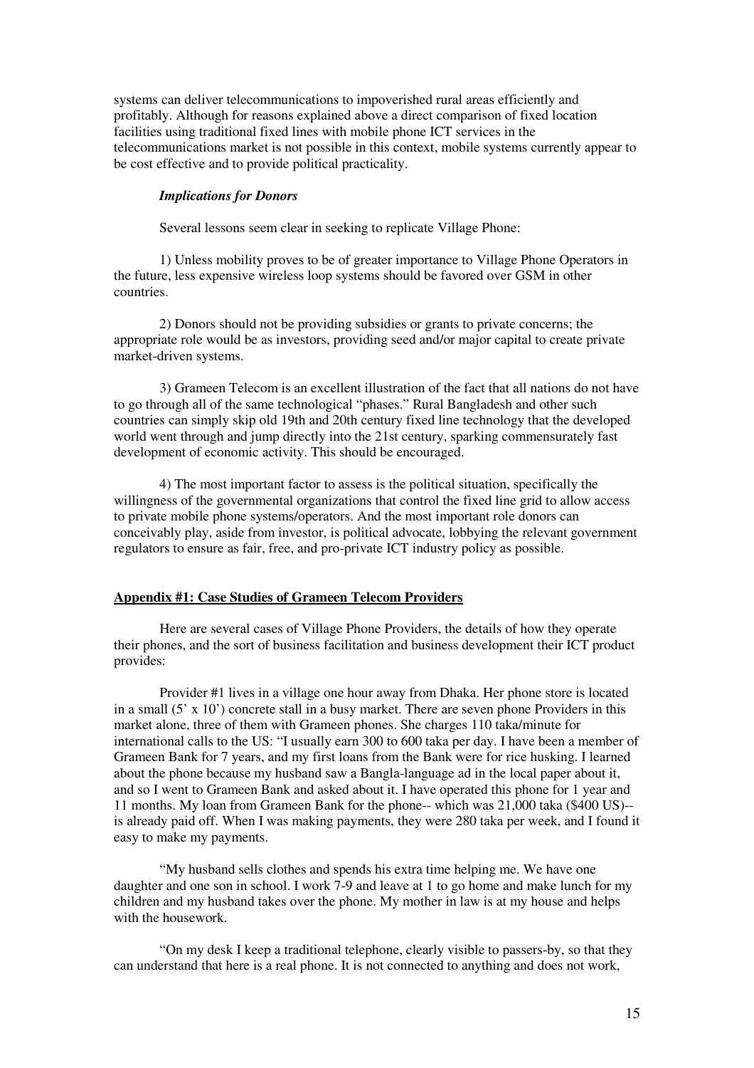systems can deliver telecommunications to impoverished rural areas efficiently and profitably. Although for reasons explained above a direct comparison of fixed location facilities using traditional fixed lines with mobile phone ICT services in the telecommunications market is not possible in this context, mobile systems currently appear to be cost effective and to provide political practicality.

### *Implications for Donors*

Several lessons seem clear in seeking to replicate Village Phone:

1) Unless mobility proves to be of greater importance to Village Phone Operators in the future, less expensive wireless loop systems should be favored over GSM in other countries.

2) Donors should not be providing subsidies or grants to private concerns; the appropriate role would be as investors, providing seed and/or major capital to create private market-driven systems.

3) Grameen Telecom is an excellent illustration of the fact that all nations do not have to go through all of the same technological "phases." Rural Bangladesh and other such countries can simply skip old 19th and 20th century fixed line technology that the developed world went through and jump directly into the 21st century, sparking commensurately fast development of economic activity. This should be encouraged.

4) The most important factor to assess is the political situation, specifically the willingness of the governmental organizations that control the fixed line grid to allow access to private mobile phone systems/operators. And the most important role donors can conceivably play, aside from investor, is political advocate, lobbying the relevant government regulators to ensure as fair, free, and pro-private ICT industry policy as possible.

## Appendix #1: Case Studies of Grameen Telecom Providers

Here are several cases of Village Phone Providers, the details of how they operate their phones, and the sort of business facilitation and business development their ICT product provides:

Provider #1 lives in a village one hour away from Dhaka. Her phone store is located in a small (5' x 10') concrete stall in a busy market. There are seven phone Providers in this market alone, three of them with Grameen phones. She charges 110 taka/minute for international calls to the US: "I usually earn 300 to 600 taka per day. I have been a member of Grameen Bank for 7 years, and my first loans from the Bank were for rice husking. I learned about the phone because my husband saw a Bangla-language ad in the local paper about it, and so I went to Grameen Bank and asked about it. I have operated this phone for 1 year and 11 months. My loan from Grameen Bank for the phone-- which was 21,000 taka ($400 US)-- is already paid off. When I was making payments, they were 280 taka per week, and I found it easy to make my payments.

"My husband sells clothes and spends his extra time helping me. We have one daughter and one son in school. I work 7-9 and leave at 1 to go home and make lunch for my children and my husband takes over the phone. My mother in law is at my house and helps with the housework.

"On my desk I keep a traditional telephone, clearly visible to passers-by, so that they can understand that here is a real phone. It is not connected to anything and does not work,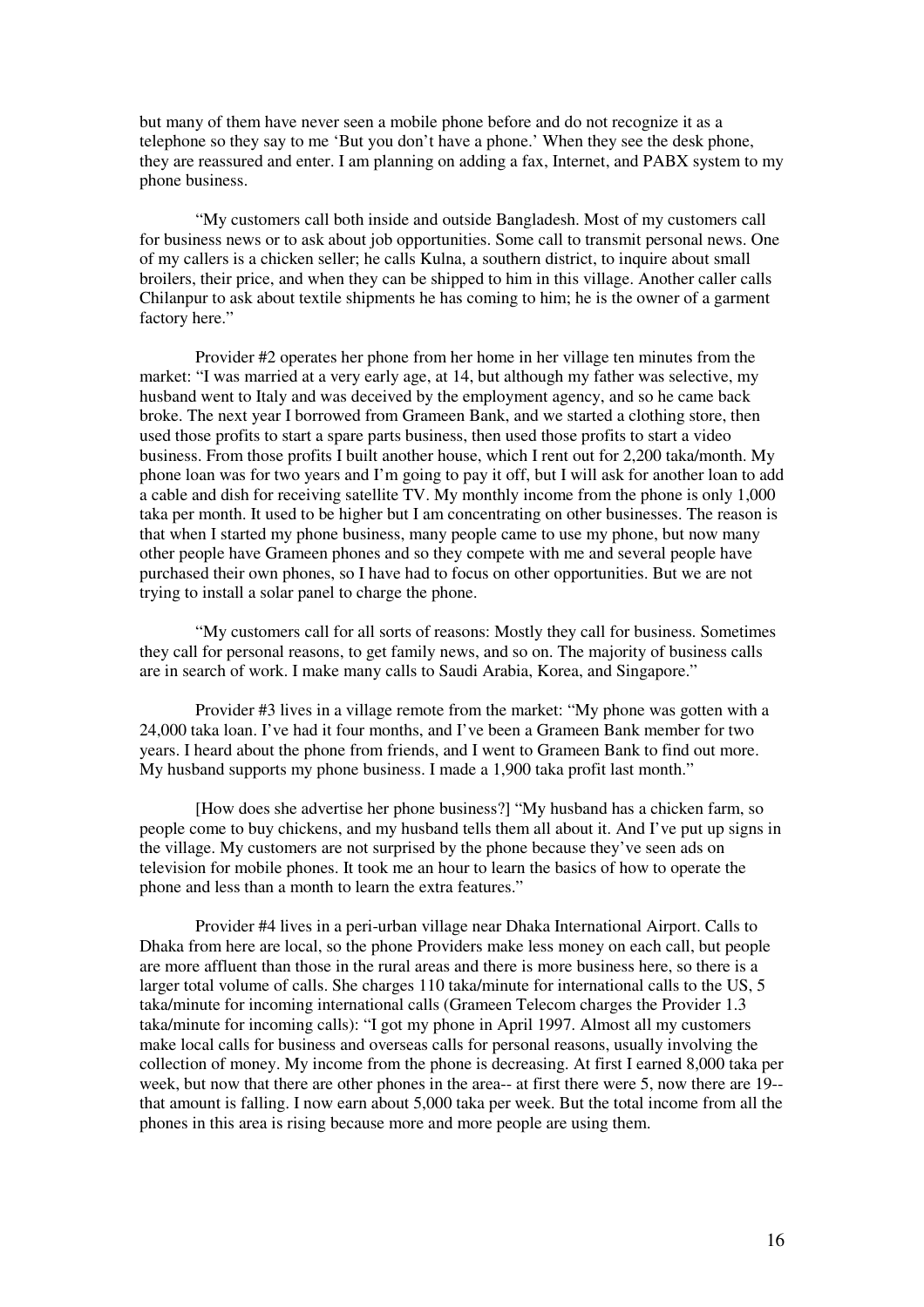but many of them have never seen a mobile phone before and do not recognize it as a telephone so they say to me 'But you don't have a phone.' When they see the desk phone, they are reassured and enter. I am planning on adding a fax, Internet, and PABX system to my phone business.

"My customers call both inside and outside Bangladesh. Most of my customers call for business news or to ask about job opportunities. Some call to transmit personal news. One of my callers is a chicken seller; he calls Kulna, a southern district, to inquire about small broilers, their price, and when they can be shipped to him in this village. Another caller calls Chilanpur to ask about textile shipments he has coming to him; he is the owner of a garment factory here."

Provider #2 operates her phone from her home in her village ten minutes from the market: "I was married at a very early age, at 14, but although my father was selective, my husband went to Italy and was deceived by the employment agency, and so he came back broke. The next year I borrowed from Grameen Bank, and we started a clothing store, then used those profits to start a spare parts business, then used those profits to start a video business. From those profits I built another house, which I rent out for 2,200 taka/month. My phone loan was for two years and I'm going to pay it off, but I will ask for another loan to add a cable and dish for receiving satellite TV. My monthly income from the phone is only 1,000 taka per month. It used to be higher but I am concentrating on other businesses. The reason is that when I started my phone business, many people came to use my phone, but now many other people have Grameen phones and so they compete with me and several people have purchased their own phones, so I have had to focus on other opportunities. But we are not trying to install a solar panel to charge the phone.

"My customers call for all sorts of reasons: Mostly they call for business. Sometimes they call for personal reasons, to get family news, and so on. The majority of business calls are in search of work. I make many calls to Saudi Arabia, Korea, and Singapore."

Provider #3 lives in a village remote from the market: "My phone was gotten with a 24,000 taka loan. I've had it four months, and I've been a Grameen Bank member for two years. I heard about the phone from friends, and I went to Grameen Bank to find out more. My husband supports my phone business. I made a 1,900 taka profit last month."

[How does she advertise her phone business?] "My husband has a chicken farm, so people come to buy chickens, and my husband tells them all about it. And I've put up signs in the village. My customers are not surprised by the phone because they've seen ads on television for mobile phones. It took me an hour to learn the basics of how to operate the phone and less than a month to learn the extra features."

Provider #4 lives in a peri-urban village near Dhaka International Airport. Calls to Dhaka from here are local, so the phone Providers make less money on each call, but people are more affluent than those in the rural areas and there is more business here, so there is a larger total volume of calls. She charges 110 taka/minute for international calls to the US, 5 taka/minute for incoming international calls (Grameen Telecom charges the Provider 1.3 taka/minute for incoming calls): "I got my phone in April 1997. Almost all my customers make local calls for business and overseas calls for personal reasons, usually involving the collection of money. My income from the phone is decreasing. At first I earned 8,000 taka per week, but now that there are other phones in the area-- at first there were 5, now there are 19-- that amount is falling. I now earn about 5,000 taka per week. But the total income from all the phones in this area is rising because more and more people are using them.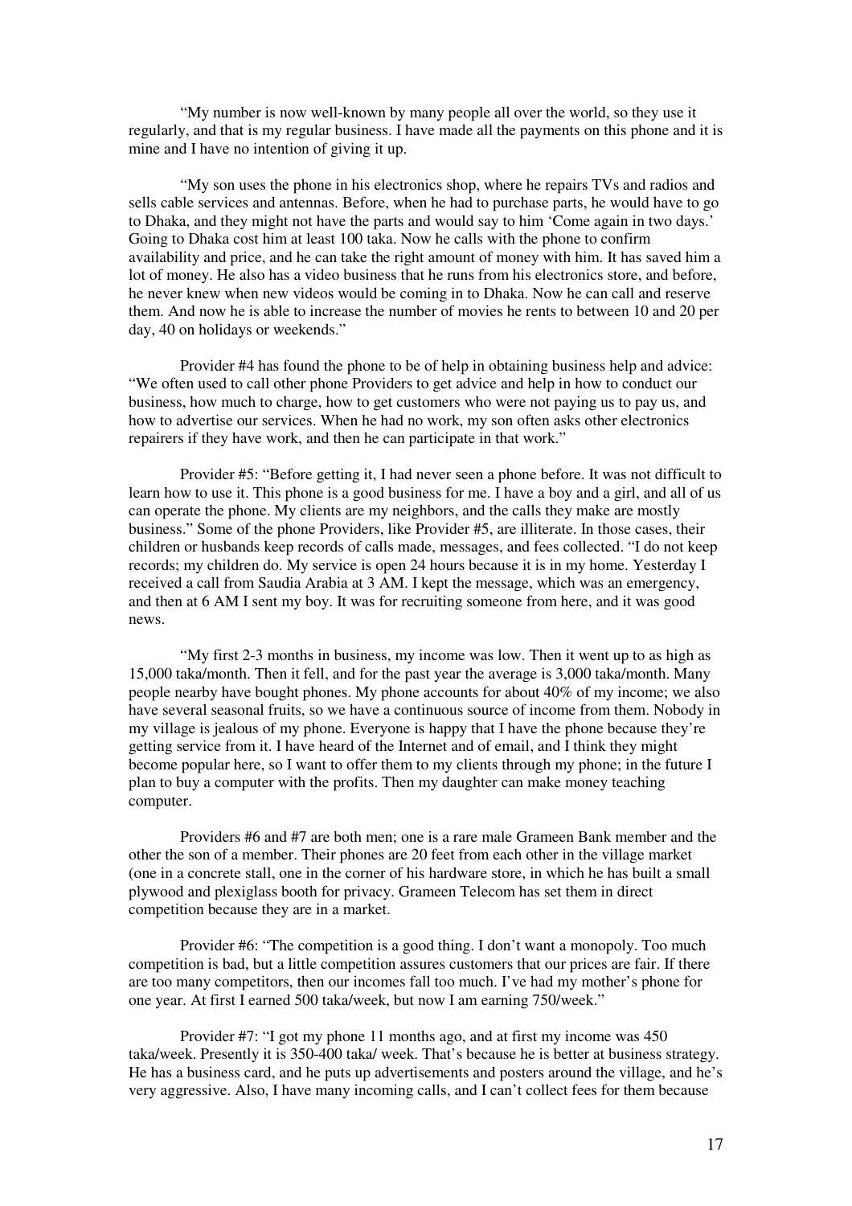"My number is now well-known by many people all over the world, so they use it regularly, and that is my regular business. I have made all the payments on this phone and it is mine and I have no intention of giving it up.

"My son uses the phone in his electronics shop, where he repairs TVs and radios and sells cable services and antennas. Before, when he had to purchase parts, he would have to go to Dhaka, and they might not have the parts and would say to him 'Come again in two days.' Going to Dhaka cost him at least 100 taka. Now he calls with the phone to confirm availability and price, and he can take the right amount of money with him. It has saved him a lot of money. He also has a video business that he runs from his electronics store, and before, he never knew when new videos would be coming in to Dhaka. Now he can call and reserve them. And now he is able to increase the number of movies he rents to between 10 and 20 per day, 40 on holidays or weekends."

Provider #4 has found the phone to be of help in obtaining business help and advice: "We often used to call other phone Providers to get advice and help in how to conduct our business, how much to charge, how to get customers who were not paying us to pay us, and how to advertise our services. When he had no work, my son often asks other electronics repairers if they have work, and then he can participate in that work."

Provider #5: "Before getting it, I had never seen a phone before. It was not difficult to learn how to use it. This phone is a good business for me. I have a boy and a girl, and all of us can operate the phone. My clients are my neighbors, and the calls they make are mostly business." Some of the phone Providers, like Provider #5, are illiterate. In those cases, their children or husbands keep records of calls made, messages, and fees collected. "I do not keep records; my children do. My service is open 24 hours because it is in my home. Yesterday I received a call from Saudia Arabia at 3 AM. I kept the message, which was an emergency, and then at 6 AM I sent my boy. It was for recruiting someone from here, and it was good news.

"My first 2-3 months in business, my income was low. Then it went up to as high as 15,000 taka/month. Then it fell, and for the past year the average is 3,000 taka/month. Many people nearby have bought phones. My phone accounts for about 40% of my income; we also have several seasonal fruits, so we have a continuous source of income from them. Nobody in my village is jealous of my phone. Everyone is happy that I have the phone because they're getting service from it. I have heard of the Internet and of email, and I think they might become popular here, so I want to offer them to my clients through my phone; in the future I plan to buy a computer with the profits. Then my daughter can make money teaching computer.

Providers #6 and #7 are both men; one is a rare male Grameen Bank member and the other the son of a member. Their phones are 20 feet from each other in the village market (one in a concrete stall, one in the corner of his hardware store, in which he has built a small plywood and plexiglass booth for privacy. Grameen Telecom has set them in direct competition because they are in a market.

Provider #6: "The competition is a good thing. I don't want a monopoly. Too much competition is bad, but a little competition assures customers that our prices are fair. If there are too many competitors, then our incomes fall too much. I've had my mother's phone for one year. At first I earned 500 taka/week, but now I am earning 750/week."

Provider #7: "I got my phone 11 months ago, and at first my income was 450 taka/week. Presently it is 350-400 taka/ week. That's because he is better at business strategy. He has a business card, and he puts up advertisements and posters around the village, and he's very aggressive. Also, I have many incoming calls, and I can't collect fees for them because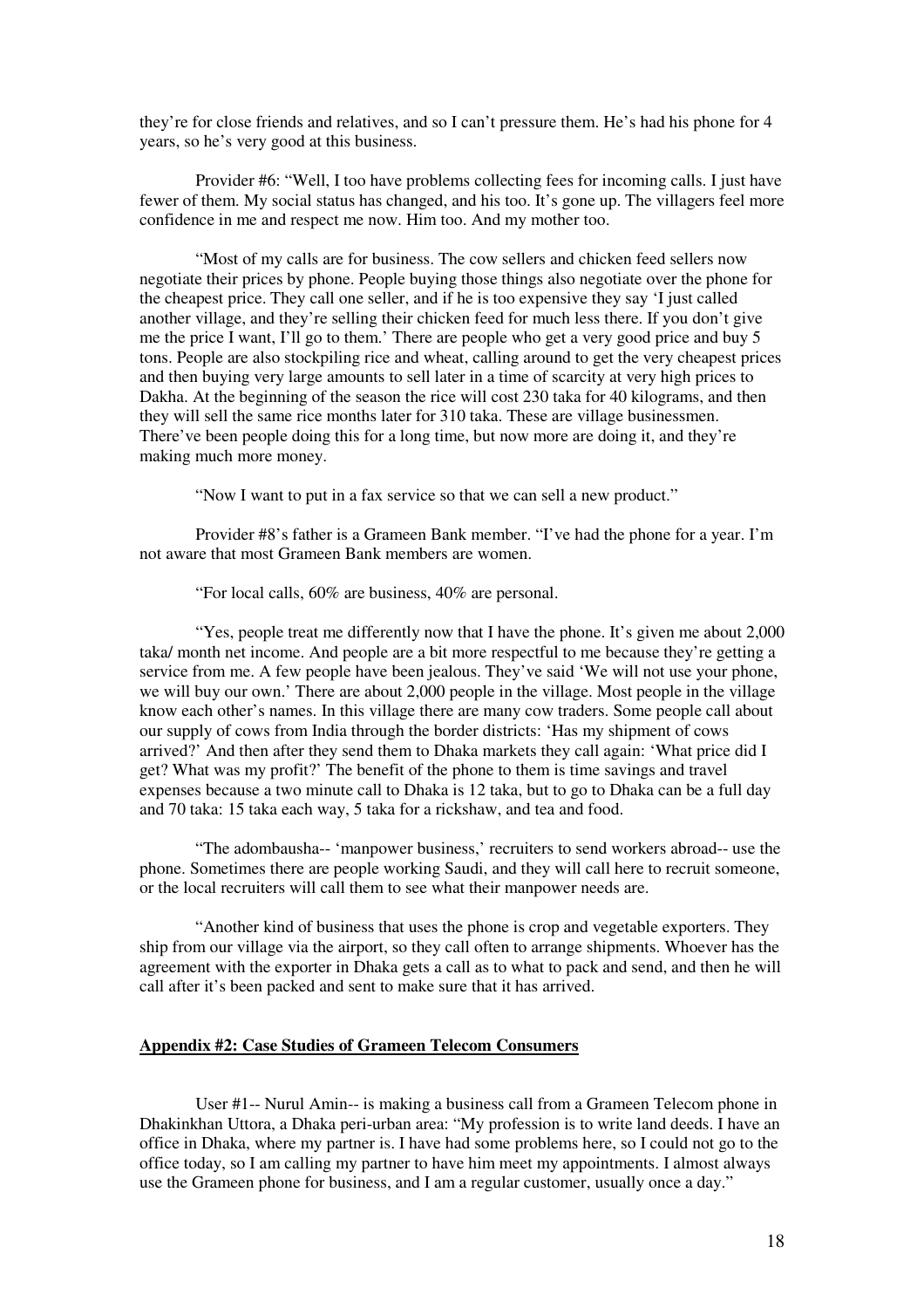they're for close friends and relatives, and so I can't pressure them. He's had his phone for 4 years, so he's very good at this business.

Provider #6: "Well, I too have problems collecting fees for incoming calls. I just have fewer of them. My social status has changed, and his too. It's gone up. The villagers feel more confidence in me and respect me now. Him too. And my mother too.

"Most of my calls are for business. The cow sellers and chicken feed sellers now negotiate their prices by phone. People buying those things also negotiate over the phone for the cheapest price. They call one seller, and if he is too expensive they say 'I just called another village, and they're selling their chicken feed for much less there. If you don't give me the price I want, I'll go to them.' There are people who get a very good price and buy 5 tons. People are also stockpiling rice and wheat, calling around to get the very cheapest prices and then buying very large amounts to sell later in a time of scarcity at very high prices to Dakha. At the beginning of the season the rice will cost 230 taka for 40 kilograms, and then they will sell the same rice months later for 310 taka. These are village businessmen. There've been people doing this for a long time, but now more are doing it, and they're making much more money.

"Now I want to put in a fax service so that we can sell a new product."

Provider #8's father is a Grameen Bank member. "I've had the phone for a year. I'm not aware that most Grameen Bank members are women.

"For local calls, 60% are business, 40% are personal.

"Yes, people treat me differently now that I have the phone. It's given me about 2,000 taka/ month net income. And people are a bit more respectful to me because they're getting a service from me. A few people have been jealous. They've said 'We will not use your phone, we will buy our own.' There are about 2,000 people in the village. Most people in the village know each other's names. In this village there are many cow traders. Some people call about our supply of cows from India through the border districts: 'Has my shipment of cows arrived?' And then after they send them to Dhaka markets they call again: 'What price did I get? What was my profit?' The benefit of the phone to them is time savings and travel expenses because a two minute call to Dhaka is 12 taka, but to go to Dhaka can be a full day and 70 taka: 15 taka each way, 5 taka for a rickshaw, and tea and food.

"The adombausha-- 'manpower business,' recruiters to send workers abroad-- use the phone. Sometimes there are people working Saudi, and they will call here to recruit someone, or the local recruiters will call them to see what their manpower needs are.

"Another kind of business that uses the phone is crop and vegetable exporters. They ship from our village via the airport, so they call often to arrange shipments. Whoever has the agreement with the exporter in Dhaka gets a call as to what to pack and send, and then he will call after it's been packed and sent to make sure that it has arrived.

## Appendix #2: Case Studies of Grameen Telecom Consumers

User #1-- Nurul Amin-- is making a business call from a Grameen Telecom phone in Dhakinkhan Uttora, a Dhaka peri-urban area: "My profession is to write land deeds. I have an office in Dhaka, where my partner is. I have had some problems here, so I could not go to the office today, so I am calling my partner to have him meet my appointments. I almost always use the Grameen phone for business, and I am a regular customer, usually once a day."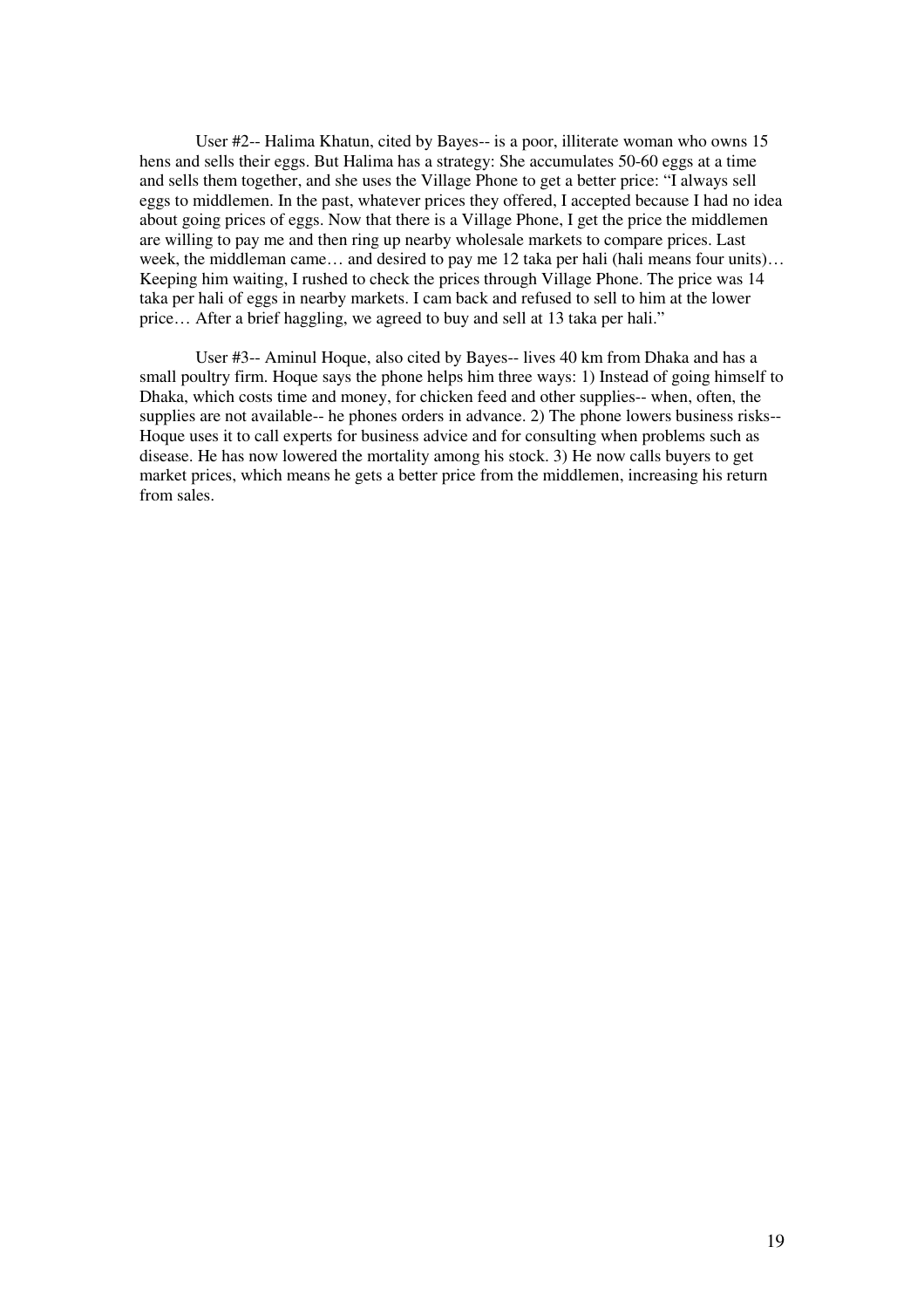User #2-- Halima Khatun, cited by Bayes-- is a poor, illiterate woman who owns 15 hens and sells their eggs. But Halima has a strategy: She accumulates 50-60 eggs at a time and sells them together, and she uses the Village Phone to get a better price: "I always sell eggs to middlemen. In the past, whatever prices they offered, I accepted because I had no idea about going prices of eggs. Now that there is a Village Phone, I get the price the middlemen are willing to pay me and then ring up nearby wholesale markets to compare prices. Last week, the middleman came… and desired to pay me 12 taka per hali (hali means four units)… Keeping him waiting, I rushed to check the prices through Village Phone. The price was 14 taka per hali of eggs in nearby markets. I cam back and refused to sell to him at the lower price… After a brief haggling, we agreed to buy and sell at 13 taka per hali."

User #3-- Aminul Hoque, also cited by Bayes-- lives 40 km from Dhaka and has a small poultry firm. Hoque says the phone helps him three ways: 1) Instead of going himself to Dhaka, which costs time and money, for chicken feed and other supplies-- when, often, the supplies are not available-- he phones orders in advance. 2) The phone lowers business risks-- Hoque uses it to call experts for business advice and for consulting when problems such as disease. He has now lowered the mortality among his stock. 3) He now calls buyers to get market prices, which means he gets a better price from the middlemen, increasing his return from sales.